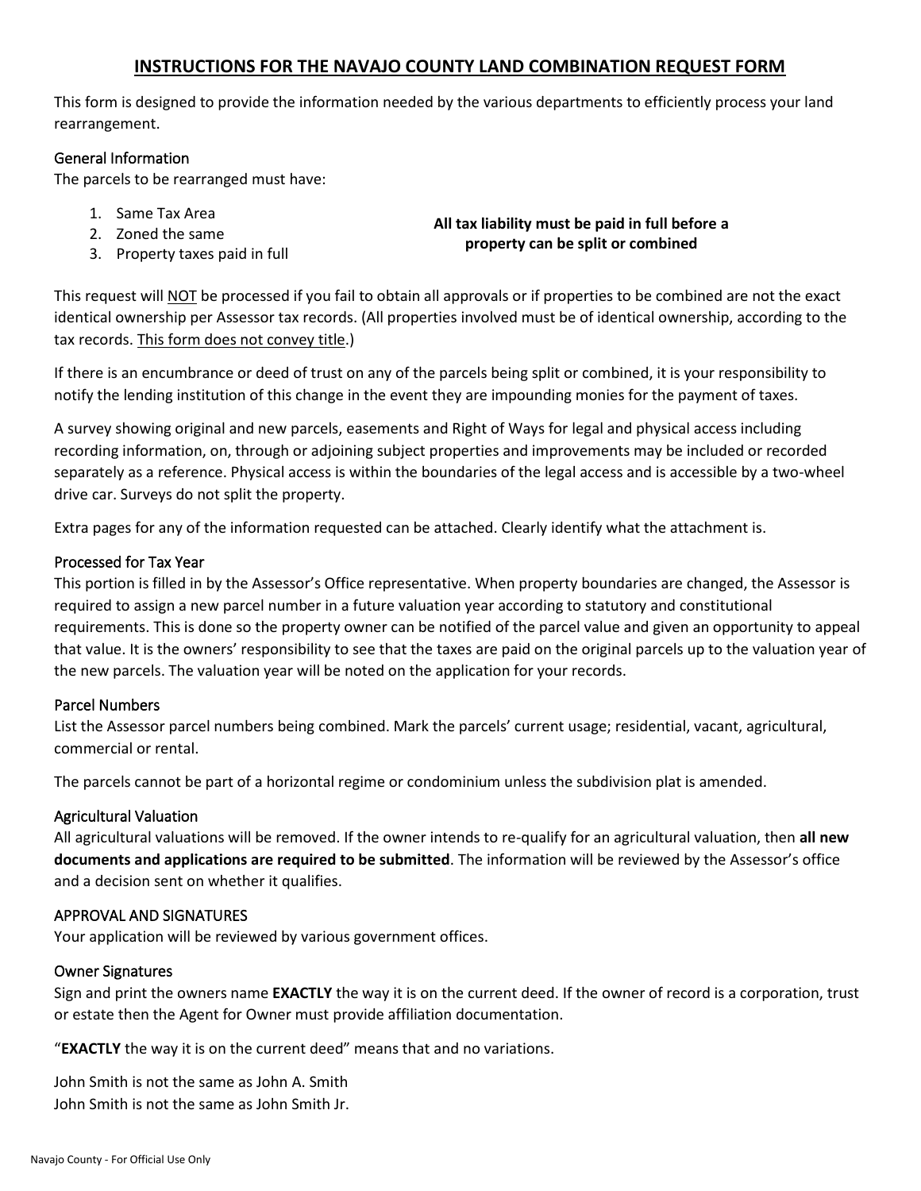# INSTRUCTIONS FOR THE NAVAJO COUNTY LAND COMBINATION REQUEST FORM

This form is designed to provide the information needed by the various departments to efficiently process your land rearrangement.

## General Information

The parcels to be rearranged must have:

1. Same Tax Area
2. Zoned the same
3. Property taxes paid in full

**All tax liability must be paid in full before a property can be split or combined**

This request will NOT be processed if you fail to obtain all approvals or if properties to be combined are not the exact identical ownership per Assessor tax records. (All properties involved must be of identical ownership, according to the tax records. This form does not convey title.)

If there is an encumbrance or deed of trust on any of the parcels being split or combined, it is your responsibility to notify the lending institution of this change in the event they are impounding monies for the payment of taxes.

A survey showing original and new parcels, easements and Right of Ways for legal and physical access including recording information, on, through or adjoining subject properties and improvements may be included or recorded separately as a reference. Physical access is within the boundaries of the legal access and is accessible by a two-wheel drive car. Surveys do not split the property.

Extra pages for any of the information requested can be attached. Clearly identify what the attachment is.

## Processed for Tax Year

This portion is filled in by the Assessor's Office representative. When property boundaries are changed, the Assessor is required to assign a new parcel number in a future valuation year according to statutory and constitutional requirements. This is done so the property owner can be notified of the parcel value and given an opportunity to appeal that value. It is the owners' responsibility to see that the taxes are paid on the original parcels up to the valuation year of the new parcels. The valuation year will be noted on the application for your records.

## Parcel Numbers

List the Assessor parcel numbers being combined. Mark the parcels' current usage; residential, vacant, agricultural, commercial or rental.

The parcels cannot be part of a horizontal regime or condominium unless the subdivision plat is amended.

## Agricultural Valuation

All agricultural valuations will be removed. If the owner intends to re-qualify for an agricultural valuation, then **all new documents and applications are required to be submitted**. The information will be reviewed by the Assessor's office and a decision sent on whether it qualifies.

## APPROVAL AND SIGNATURES

Your application will be reviewed by various government offices.

## Owner Signatures

Sign and print the owners name **EXACTLY** the way it is on the current deed. If the owner of record is a corporation, trust or estate then the Agent for Owner must provide affiliation documentation.

"**EXACTLY** the way it is on the current deed" means that and no variations.

John Smith is not the same as John A. Smith
John Smith is not the same as John Smith Jr.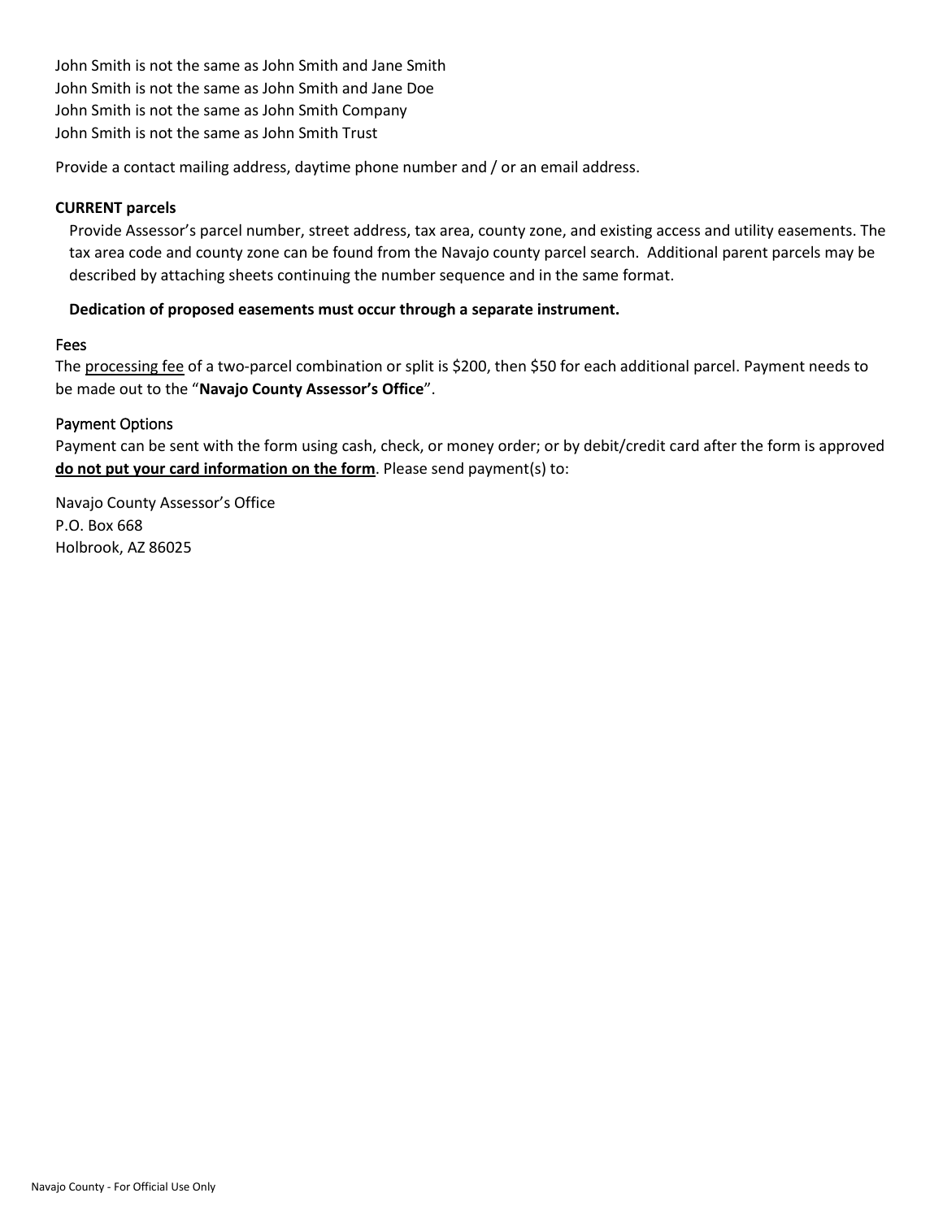John Smith is not the same as John Smith and Jane Smith
John Smith is not the same as John Smith and Jane Doe
John Smith is not the same as John Smith Company
John Smith is not the same as John Smith Trust

Provide a contact mailing address, daytime phone number and / or an email address.

**CURRENT parcels**

Provide Assessor's parcel number, street address, tax area, county zone, and existing access and utility easements. The tax area code and county zone can be found from the Navajo county parcel search. Additional parent parcels may be described by attaching sheets continuing the number sequence and in the same format.

**Dedication of proposed easements must occur through a separate instrument.**

### Fees

The <u>processing fee</u> of a two-parcel combination or split is $200, then $50 for each additional parcel. Payment needs to be made out to the "**Navajo County Assessor's Office**".

### Payment Options

Payment can be sent with the form using cash, check, or money order; or by debit/credit card after the form is approved **<u>do not put your card information on the form</u>**. Please send payment(s) to:

Navajo County Assessor's Office
P.O. Box 668
Holbrook, AZ 86025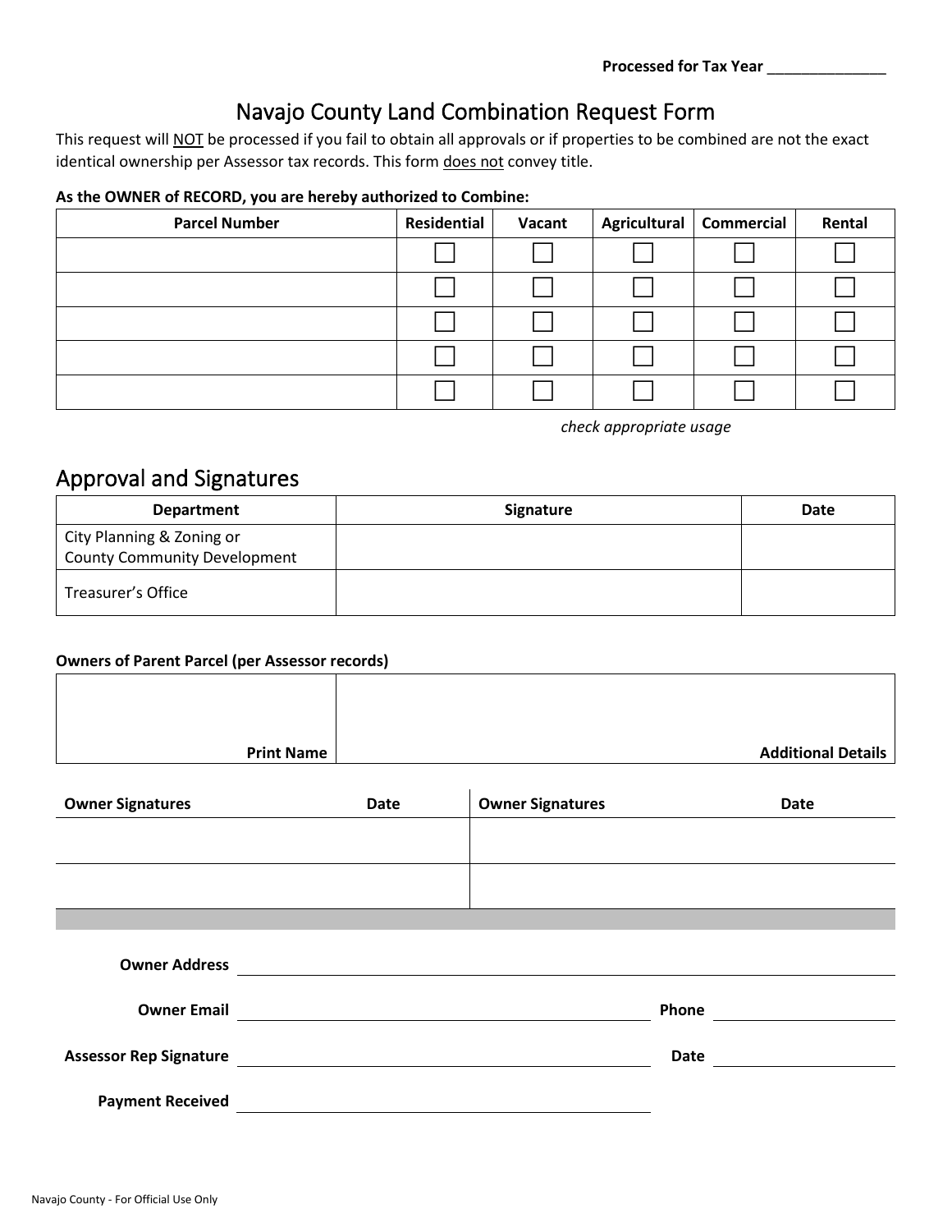Processed for Tax Year _______________

# Navajo County Land Combination Request Form

This request will NOT be processed if you fail to obtain all approvals or if properties to be combined are not the exact identical ownership per Assessor tax records. This form does not convey title.

**As the OWNER of RECORD, you are hereby authorized to Combine:**

| Parcel Number | Residential | Vacant | Agricultural | Commercial | Rental |
|---|---|---|---|---|---|
| | ☐ | ☐ | ☐ | ☐ | ☐ |
| | ☐ | ☐ | ☐ | ☐ | ☐ |
| | ☐ | ☐ | ☐ | ☐ | ☐ |
| | ☐ | ☐ | ☐ | ☐ | ☐ |
| | ☐ | ☐ | ☐ | ☐ | ☐ |

*check appropriate usage*

## Approval and Signatures

| Department | Signature | Date |
|---|---|---|
| City Planning & Zoning or County Community Development | | |
| Treasurer's Office | | |

**Owners of Parent Parcel (per Assessor records)**

| | |
|---|---|
| **Print Name** | **Additional Details** |

| Owner Signatures | Date | Owner Signatures | Date |
|---|---|---|---|
| | | | |
| | | | |

**Owner Address** _______________________________________________

**Owner Email** _______________________________ **Phone** _______________

**Assessor Rep Signature** _______________________________ **Date** _______________

**Payment Received** _______________________________

Navajo County - For Official Use Only